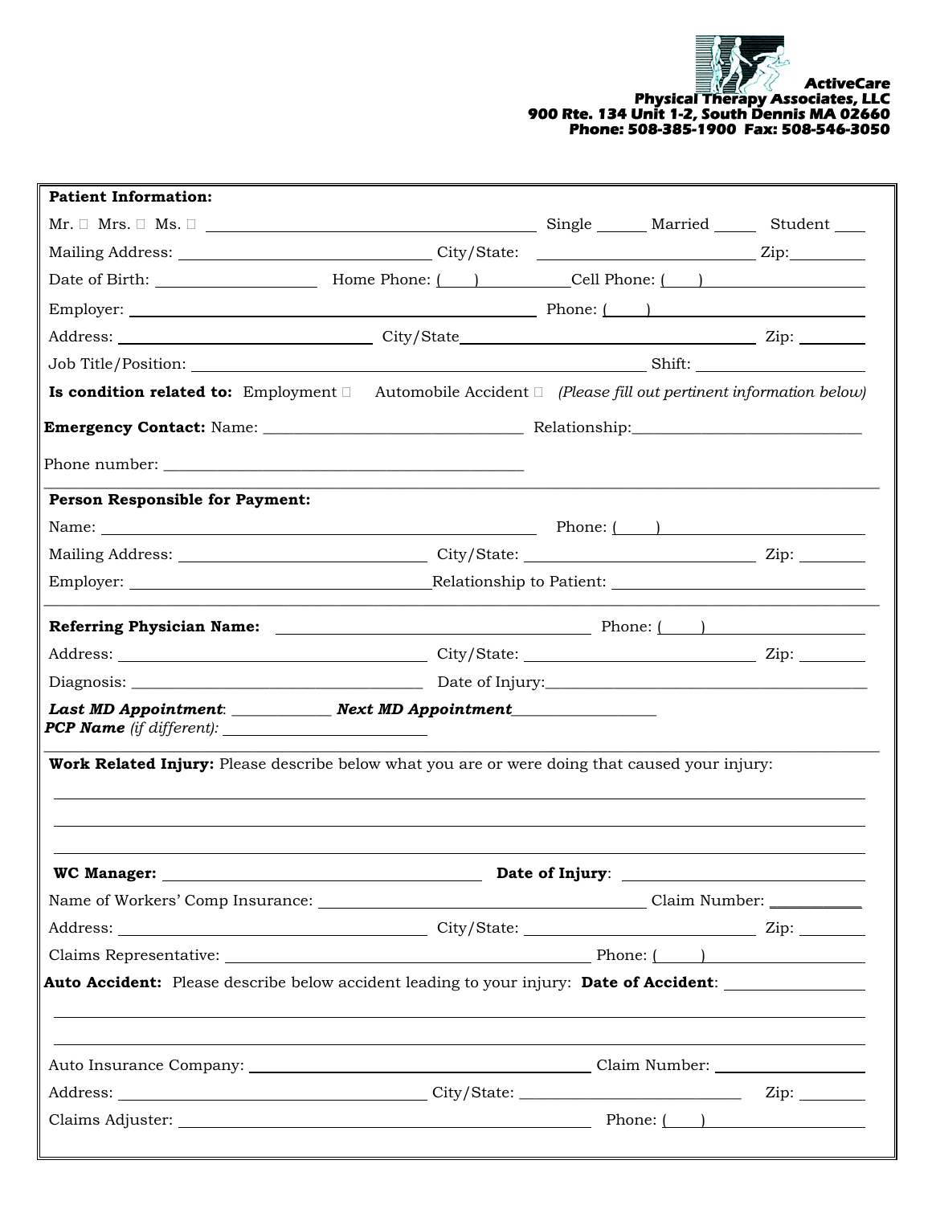**ActiveCare**
**Physical Therapy Associates, LLC**
**900 Rte. 134 Unit 1-2, South Dennis MA 02660**
**Phone: 508-385-1900 Fax: 508-546-3050**

**Patient Information:**

Mr. ☐ Mrs. ☐ Ms. ☐ ______________________________ Single _____ Married _____ Student ____

Mailing Address: ______________________ City/State: ______________________ Zip: ________

Date of Birth: ________________ Home Phone: ( ) __________ Cell Phone: ( ) __________

Employer: ______________________________ Phone: ( ) __________

Address: ______________________ City/State ______________________ Zip: ________

Job Title/Position: ______________________________ Shift: ________________

**Is condition related to:** Employment ☐ Automobile Accident ☐ *(Please fill out pertinent information below)*

**Emergency Contact:** Name: ______________________ Relationship: ______________________

Phone number: ______________________________

**Person Responsible for Payment:**

Name: ______________________________ Phone: ( ) __________

Mailing Address: ______________________ City/State: ______________________ Zip: ________

Employer: ______________________ Relationship to Patient: ______________________

**Referring Physician Name:** ______________________________ Phone: ( ) __________

Address: ______________________ City/State: ______________________ Zip: ________

Diagnosis: ______________________ Date of Injury: ______________________

***Last MD Appointment***: __________ ***Next MD Appointment*** ______________

***PCP Name*** *(if different):* ______________________

**Work Related Injury:** Please describe below what you are or were doing that caused your injury:

______________________________________________________________________

______________________________________________________________________

______________________________________________________________________

**WC Manager:** ______________________________ **Date of Injury**: ______________________

Name of Workers' Comp Insurance: ______________________________ Claim Number: __________

Address: ______________________ City/State: ______________________ Zip: ________

Claims Representative: ______________________________ Phone: ( ) __________

**Auto Accident:** Please describe below accident leading to your injury: **Date of Accident**: ______________

______________________________________________________________________

______________________________________________________________________

Auto Insurance Company: ______________________________ Claim Number: ______________

Address: ______________________ City/State: ______________________ Zip: ________

Claims Adjuster: ______________________________ Phone: ( ) __________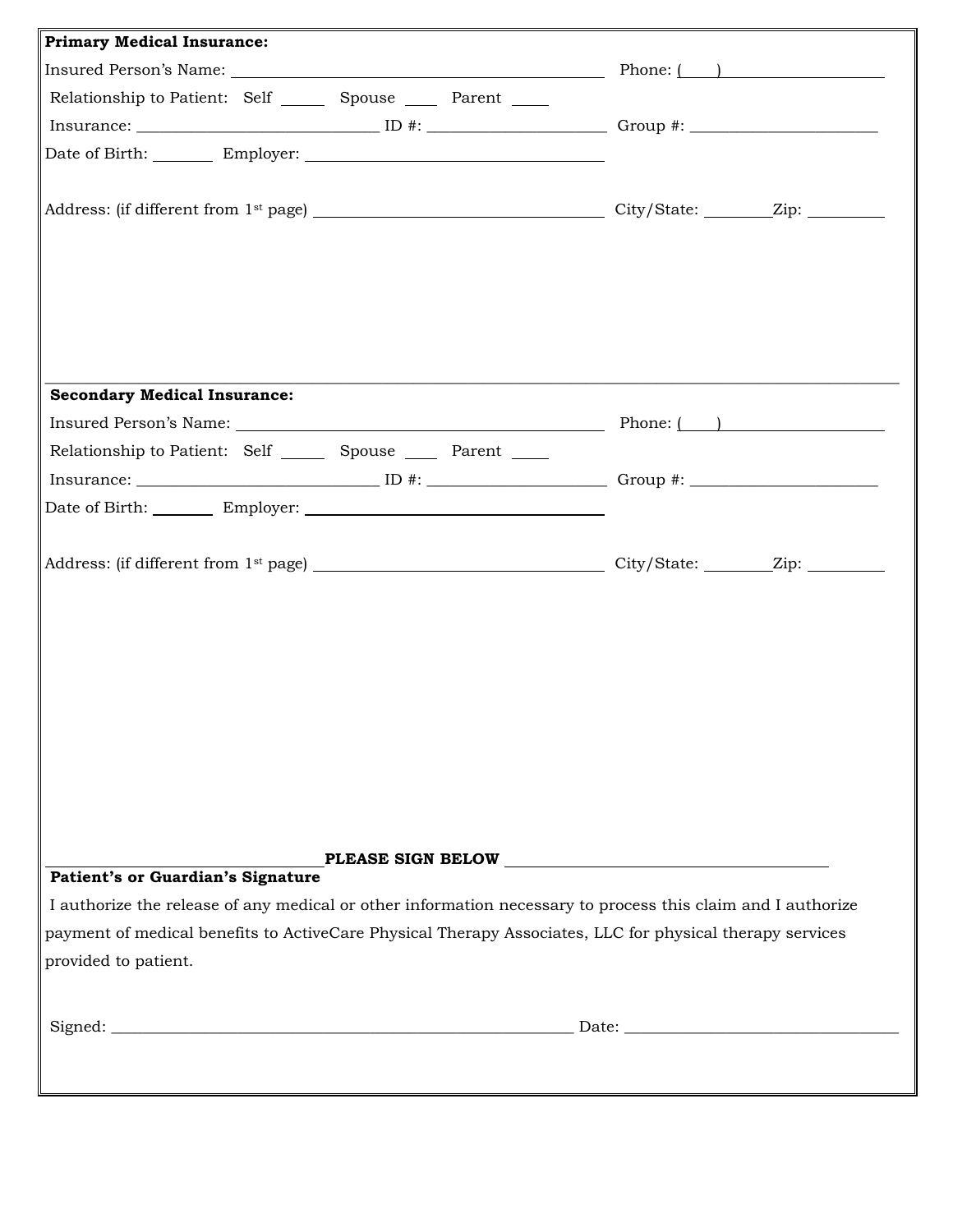**Primary Medical Insurance:**

Insured Person's Name: ______________________________ Phone: (    ) ______________

Relationship to Patient: Self _____ Spouse ____ Parent ____

Insurance: ______________________ ID #: ________________ Group #: ________________

Date of Birth: _______ Employer: ______________________________

Address: (if different from 1st page) ______________________________ City/State: ________ Zip: ________

---

**Secondary Medical Insurance:**

Insured Person's Name: ______________________________ Phone: (    ) ______________

Relationship to Patient: Self _____ Spouse ____ Parent ____

Insurance: ______________________ ID #: ________________ Group #: ________________

Date of Birth: _______ Employer: ______________________________

Address: (if different from 1st page) ______________________________ City/State: ________ Zip: ________

______________________________ **PLEASE SIGN BELOW** ______________________________

**Patient's or Guardian's Signature**

I authorize the release of any medical or other information necessary to process this claim and I authorize payment of medical benefits to ActiveCare Physical Therapy Associates, LLC for physical therapy services provided to patient.

Signed: ____________________________________________ Date: ___________________________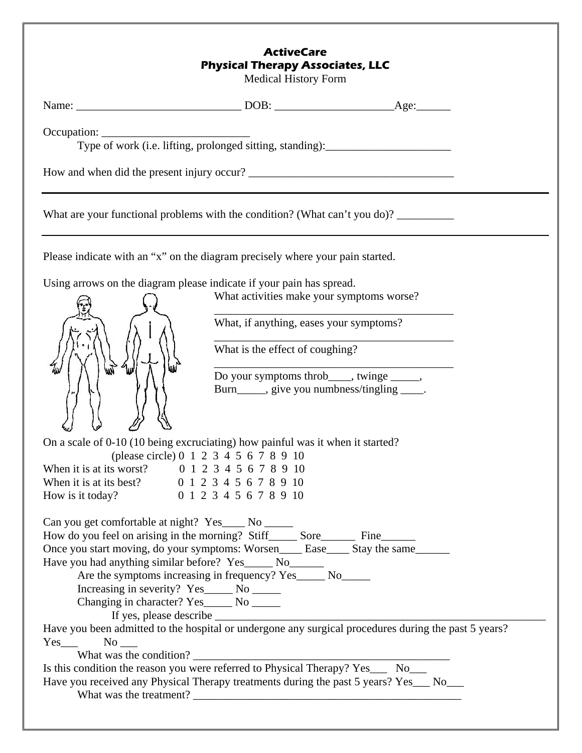**ActiveCare**
**Physical Therapy Associates, LLC**
Medical History Form

Name: ____________________________ DOB: ____________________Age:______

Occupation: __________________________

Type of work (i.e. lifting, prolonged sitting, standing):______________________

How and when did the present injury occur? ____________________________________

---

What are your functional problems with the condition? (What can't you do)? __________

---

Please indicate with an "x" on the diagram precisely where your pain started.

Using arrows on the diagram please indicate if your pain has spread.

What activities make your symptoms worse?
____________________________________________

What, if anything, eases your symptoms?
____________________________________________

What is the effect of coughing?
____________________________________________

Do your symptoms throb____, twinge _____, Burn_____, give you numbness/tingling ____.

On a scale of 0-10 (10 being excruciating) how painful was it when it started?

(please circle) 0 1 2 3 4 5 6 7 8 9 10

When it is at its worst? 0 1 2 3 4 5 6 7 8 9 10

When it is at its best? 0 1 2 3 4 5 6 7 8 9 10

How is it today? 0 1 2 3 4 5 6 7 8 9 10

Can you get comfortable at night? Yes____ No _____

How do you feel on arising in the morning? Stiff_____ Sore______ Fine______

Once you start moving, do your symptoms: Worsen____ Ease____ Stay the same______

Have you had anything similar before? Yes_____ No______

Are the symptoms increasing in frequency? Yes_____ No_____

Increasing in severity? Yes_____ No _____

Changing in character? Yes_____ No _____

If yes, please describe ______________________________________________________________

Have you been admitted to the hospital or undergone any surgical procedures during the past 5 years? Yes___ No ___

What was the condition? ______________________________________________

Is this condition the reason you were referred to Physical Therapy? Yes___ No___

Have you received any Physical Therapy treatments during the past 5 years? Yes___ No___

What was the treatment? ________________________________________________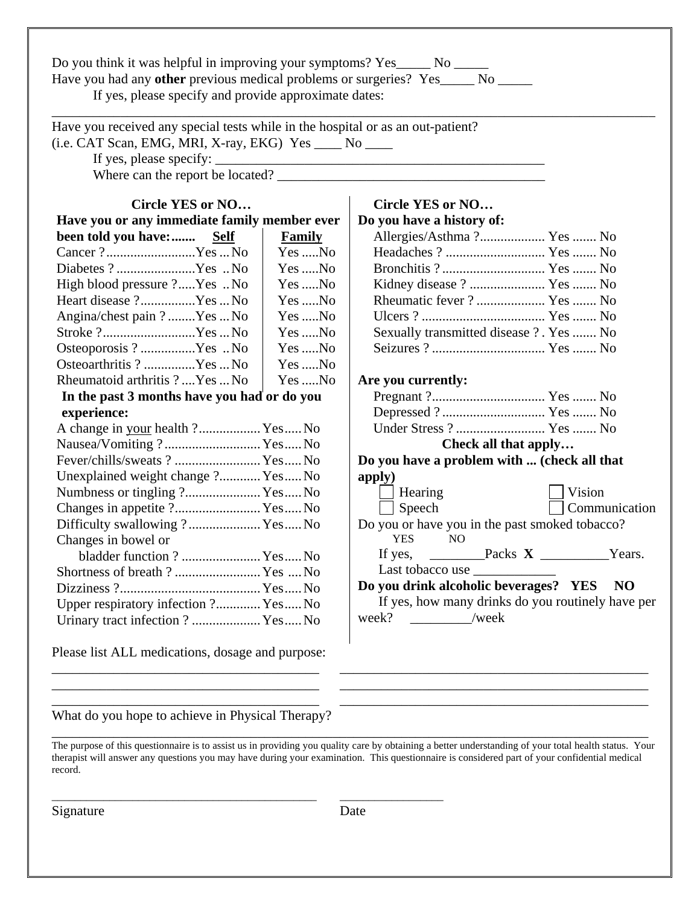Do you think it was helpful in improving your symptoms? Yes_____ No _____

Have you had any **other** previous medical problems or surgeries? Yes_____ No _____

If yes, please specify and provide approximate dates:

______________________________________________________________________________

Have you received any special tests while in the hospital or as an out-patient?
(i.e. CAT Scan, EMG, MRI, X-ray, EKG) Yes ____ No ____

If yes, please specify: ______________________________________________

Where can the report be located? ____________________________________

**Circle YES or NO…**

**Have you or any immediate family member ever been told you have:.......**

| | **Self** | **Family** |
|---|---|---|
| Cancer ? | Yes ... No | Yes .....No |
| Diabetes ? | Yes .. No | Yes .....No |
| High blood pressure ? | Yes .. No | Yes .....No |
| Heart disease ? | Yes ... No | Yes .....No |
| Angina/chest pain ? | Yes ... No | Yes .....No |
| Stroke ? | Yes ... No | Yes .....No |
| Osteoporosis ? | Yes .. No | Yes .....No |
| Osteoarthritis ? | Yes ... No | Yes .....No |
| Rheumatoid arthritis ? | Yes ... No | Yes .....No |

**In the past 3 months have you had or do you experience:**

A change in your health ?.................. Yes..... No
Nausea/Vomiting ?............................ Yes..... No
Fever/chills/sweats ? ......................... Yes..... No
Unexplained weight change ?............ Yes..... No
Numbness or tingling ?...................... Yes..... No
Changes in appetite ?......................... Yes..... No
Difficulty swallowing ?..................... Yes..... No
Changes in bowel or bladder function ? ....................... Yes..... No
Shortness of breath ? ......................... Yes .... No
Dizziness ?......................................... Yes..... No
Upper respiratory infection ?............ Yes..... No
Urinary tract infection ? .................... Yes..... No

**Circle YES or NO…**

**Do you have a history of:**

Allergies/Asthma ?................... Yes ....... No
Headaches ? ............................. Yes ....... No
Bronchitis ? .............................. Yes ....... No
Kidney disease ? ...................... Yes ....... No
Rheumatic fever ? .................... Yes ....... No
Ulcers ? .................................... Yes ....... No
Sexually transmitted disease ? . Yes ....... No
Seizures ? ................................. Yes ....... No

**Are you currently:**

Pregnant ?................................. Yes ....... No
Depressed ? .............................. Yes ....... No
Under Stress ? .......................... Yes ....... No

**Check all that apply…**

**Do you have a problem with ... (check all that apply)**

☐ Hearing ☐ Vision
☐ Speech ☐ Communication

Do you or have you in the past smoked tobacco?
YES NO

If yes, ________Packs **X** __________Years.

Last tobacco use ____________

**Do you drink alcoholic beverages? YES NO**

If yes, how many drinks do you routinely have per week? _________/week

Please list ALL medications, dosage and purpose:

________________________________________ ______________________________________________
________________________________________ ______________________________________________
________________________________________ ______________________________________________

What do you hope to achieve in Physical Therapy?

______________________________________________________________________________

The purpose of this questionnaire is to assist us in providing you quality care by obtaining a better understanding of your total health status. Your therapist will answer any questions you may have during your examination. This questionnaire is considered part of your confidential medical record.

________________________________________ ________________

Signature Date